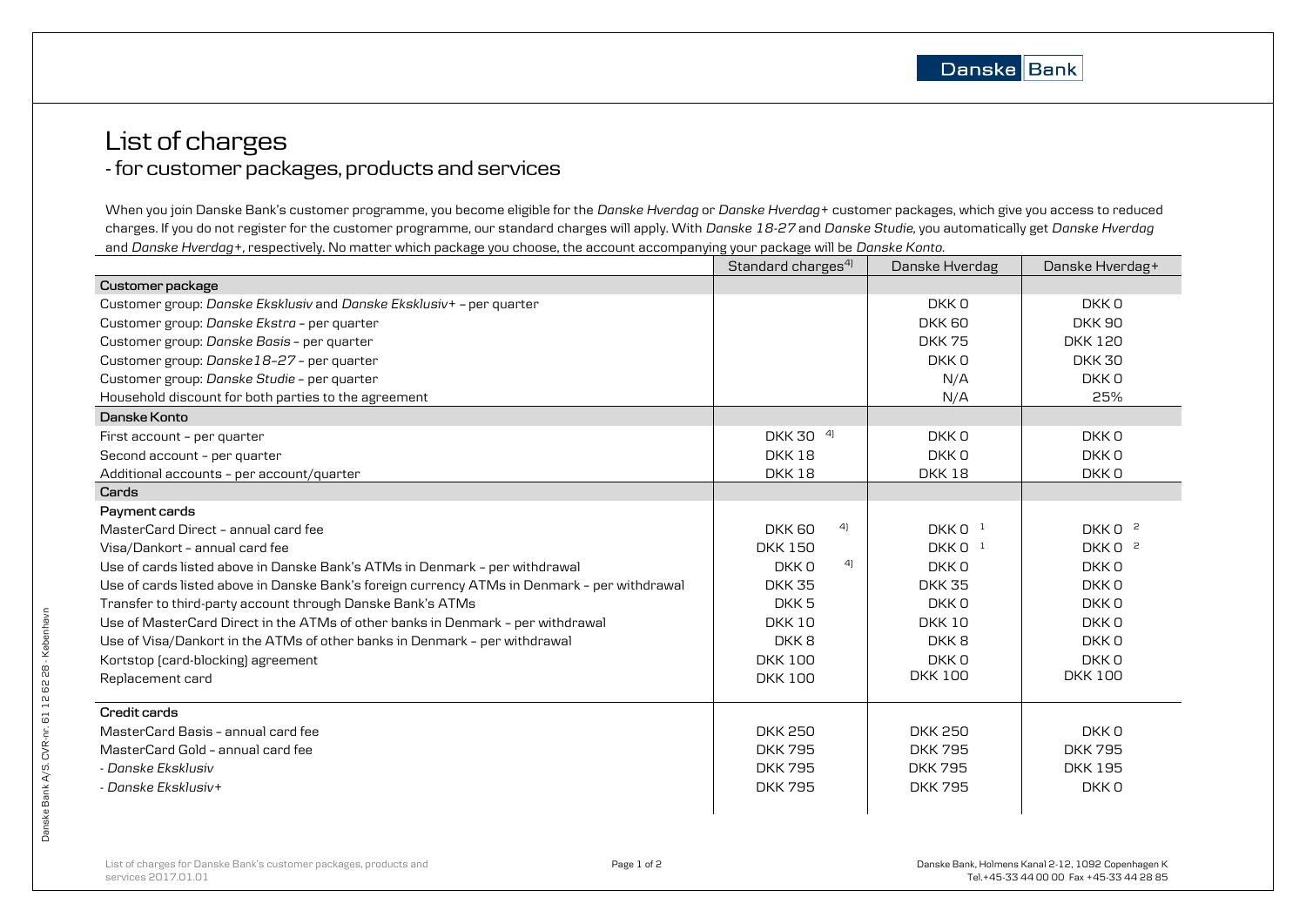# List of charges

## - for customer packages, products and services

When you join Danske Bank's customer programme, you become eligible for the *Danske Hverdag* or *Danske Hverdag+* customer packages, which give you access to reduced charges. If you do not register for the customer programme, our standard charges will apply. With *Danske 18-27* and *Danske Studie*, you automatically get *Danske Hverdag* and *Danske Hverdag+*, respectively. No matter which package you choose, the account accompanying your package will be *Danske Konto*.

| | Standard charges[4] | Danske Hverdag | Danske Hverdag+ |
|---|---|---|---|
| **Customer package** | | | |
| Customer group: *Danske Eksklusiv* and *Danske Eksklusiv+* – per quarter | | DKK 0 | DKK 0 |
| Customer group: *Danske Ekstra* – per quarter | | DKK 60 | DKK 90 |
| Customer group: *Danske Basis* – per quarter | | DKK 75 | DKK 120 |
| Customer group: *Danske18–27* – per quarter | | DKK 0 | DKK 30 |
| Customer group: *Danske Studie* – per quarter | | N/A | DKK 0 |
| Household discount for both parties to the agreement | | N/A | 25% |
| **Danske Konto** | | | |
| First account – per quarter | DKK 30 [4] | DKK 0 | DKK 0 |
| Second account – per quarter | DKK 18 | DKK 0 | DKK 0 |
| Additional accounts – per account/quarter | DKK 18 | DKK 18 | DKK 0 |
| **Cards** | | | |
| **Payment cards** | | | |
| MasterCard Direct – annual card fee | DKK 60 [4] | DKK 0 [1] | DKK 0 [2] |
| Visa/Dankort – annual card fee | DKK 150 | DKK 0 [1] | DKK 0 [2] |
| Use of cards listed above in Danske Bank's ATMs in Denmark – per withdrawal | DKK 0 [4] | DKK 0 | DKK 0 |
| Use of cards listed above in Danske Bank's foreign currency ATMs in Denmark – per withdrawal | DKK 35 | DKK 35 | DKK 0 |
| Transfer to third-party account through Danske Bank's ATMs | DKK 5 | DKK 0 | DKK 0 |
| Use of MasterCard Direct in the ATMs of other banks in Denmark – per withdrawal | DKK 10 | DKK 10 | DKK 0 |
| Use of Visa/Dankort in the ATMs of other banks in Denmark – per withdrawal | DKK 8 | DKK 8 | DKK 0 |
| Kortstop (card-blocking) agreement | DKK 100 | DKK 0 | DKK 0 |
| Replacement card | DKK 100 | DKK 100 | DKK 100 |
| **Credit cards** | | | |
| MasterCard Basis – annual card fee | DKK 250 | DKK 250 | DKK 0 |
| MasterCard Gold – annual card fee | DKK 795 | DKK 795 | DKK 795 |
| - *Danske Eksklusiv* | DKK 795 | DKK 795 | DKK 195 |
| - *Danske Eksklusiv+* | DKK 795 | DKK 795 | DKK 0 |

List of charges for Danske Bank's customer packages, products and services 2017.01.01

Danske Bank, Holmens Kanal 2-12, 1092 Copenhagen K
Tel.+45-33 44 00 00 Fax +45-33 44 28 85

Danske Bank A/S. CVR-nr. 61 12 62 28 - København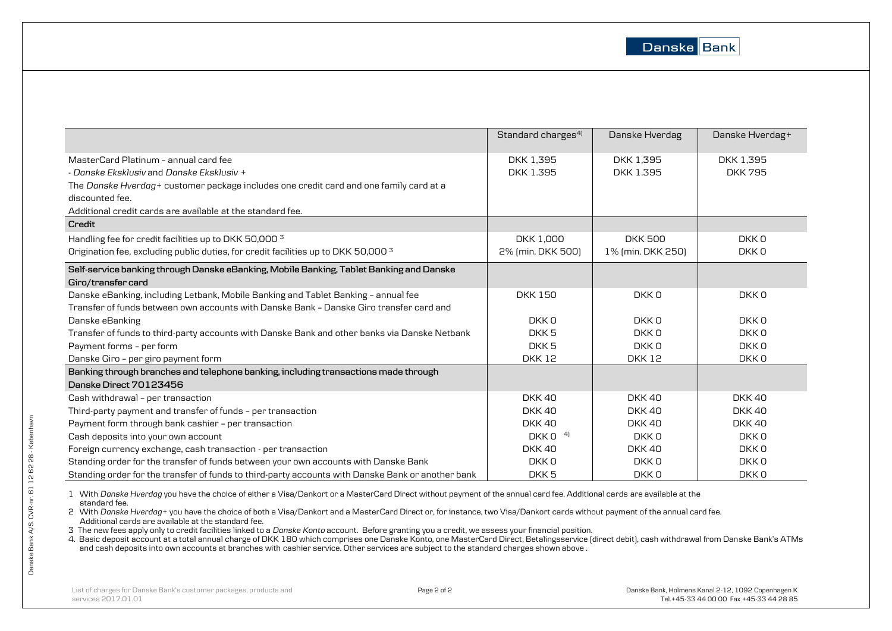| | Standard charges[4] | Danske Hverdag | Danske Hverdag+ |
|---|---|---|---|
| MasterCard Platinum – annual card fee | DKK 1,395 | DKK 1,395 | DKK 1,395 |
| - *Danske Eksklusiv* and *Danske Eksklusiv +* | DKK 1.395 | DKK 1.395 | DKK 795 |
| The *Danske Hverdag+* customer package includes one credit card and one family card at a discounted fee. | | | |
| Additional credit cards are available at the standard fee. | | | |
| **Credit** | | | |
| Handling fee for credit facilities up to DKK 50,000 [3] | DKK 1,000 | DKK 500 | DKK 0 |
| Origination fee, excluding public duties, for credit facilities up to DKK 50,000 [3] | 2% (min. DKK 500) | 1% (min. DKK 250) | DKK 0 |
| **Self-service banking through Danske eBanking, Mobile Banking, Tablet Banking and Danske Giro/transfer card** | | | |
| Danske eBanking, including Letbank, Mobile Banking and Tablet Banking – annual fee | DKK 150 | DKK 0 | DKK 0 |
| Transfer of funds between own accounts with Danske Bank – Danske Giro transfer card and Danske eBanking | DKK 0 | DKK 0 | DKK 0 |
| Transfer of funds to third-party accounts with Danske Bank and other banks via Danske Netbank | DKK 5 | DKK 0 | DKK 0 |
| Payment forms – per form | DKK 5 | DKK 0 | DKK 0 |
| Danske Giro – per giro payment form | DKK 12 | DKK 12 | DKK 0 |
| **Banking through branches and telephone banking, including transactions made through Danske Direct 70123456** | | | |
| Cash withdrawal – per transaction | DKK 40 | DKK 40 | DKK 40 |
| Third-party payment and transfer of funds – per transaction | DKK 40 | DKK 40 | DKK 40 |
| Payment form through bank cashier – per transaction | DKK 40 | DKK 40 | DKK 40 |
| Cash deposits into your own account | DKK 0 [4] | DKK 0 | DKK 0 |
| Foreign currency exchange, cash transaction - per transaction | DKK 40 | DKK 40 | DKK 0 |
| Standing order for the transfer of funds between your own accounts with Danske Bank | DKK 0 | DKK 0 | DKK 0 |
| Standing order for the transfer of funds to third-party accounts with Danske Bank or another bank | DKK 5 | DKK 0 | DKK 0 |

1 With *Danske Hverdag* you have the choice of either a Visa/Dankort or a MasterCard Direct without payment of the annual card fee. Additional cards are available at the standard fee.

2 With *Danske Hverdag+* you have the choice of both a Visa/Dankort and a MasterCard Direct or, for instance, two Visa/Dankort cards without payment of the annual card fee. Additional cards are available at the standard fee.

3 The new fees apply only to credit facilities linked to a *Danske Konto* account. Before granting you a credit, we assess your financial position.

4. Basic deposit account at a total annual charge of DKK 180 which comprises one Danske Konto, one MasterCard Direct, Betalingsservice (direct debit), cash withdrawal from Danske Bank's ATMs and cash deposits into own accounts at branches with cashier service. Other services are subject to the standard charges shown above .

List of charges for Danske Bank's customer packages, products and services 2017.01.01

Danske Bank, Holmens Kanal 2-12, 1092 Copenhagen K
Tel.+45-33 44 00 00 Fax +45-33 44 28 85

Danske Bank A/S CVR-nr. 61 12 62 28 - København